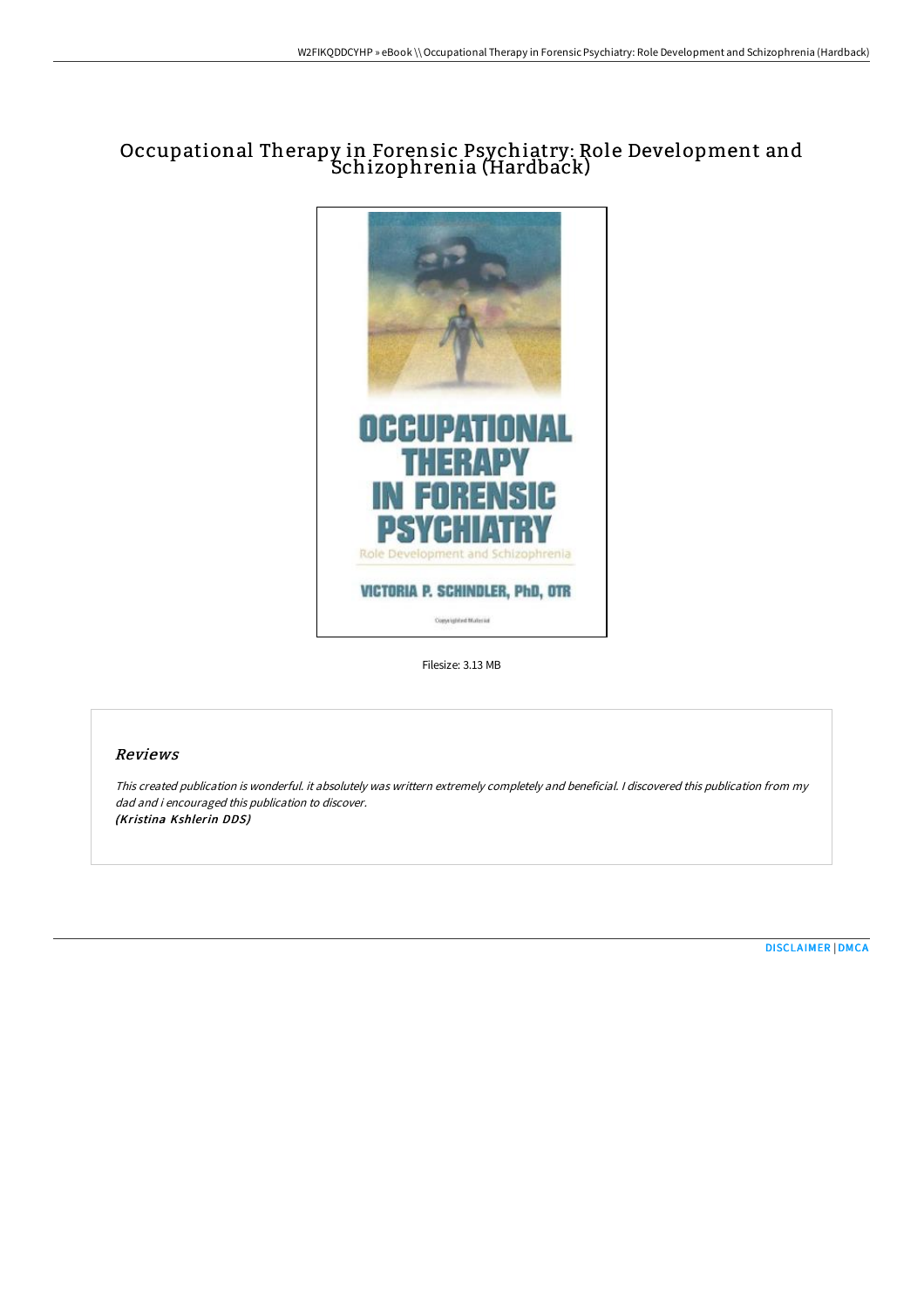# Occupational Therapy in Forensic Psychiatry: Role Development and Schizophrenia (Hardback)

Filesize: 3.13 MB

## *Reviews*

*This created publication is wonderful. it absolutely was writtern extremely completely and beneficial. I discovered this publication from my dad and i encouraged this publication to discover.*
***(Kristina Kshlerin DDS)***

DISCLAIMER | DMCA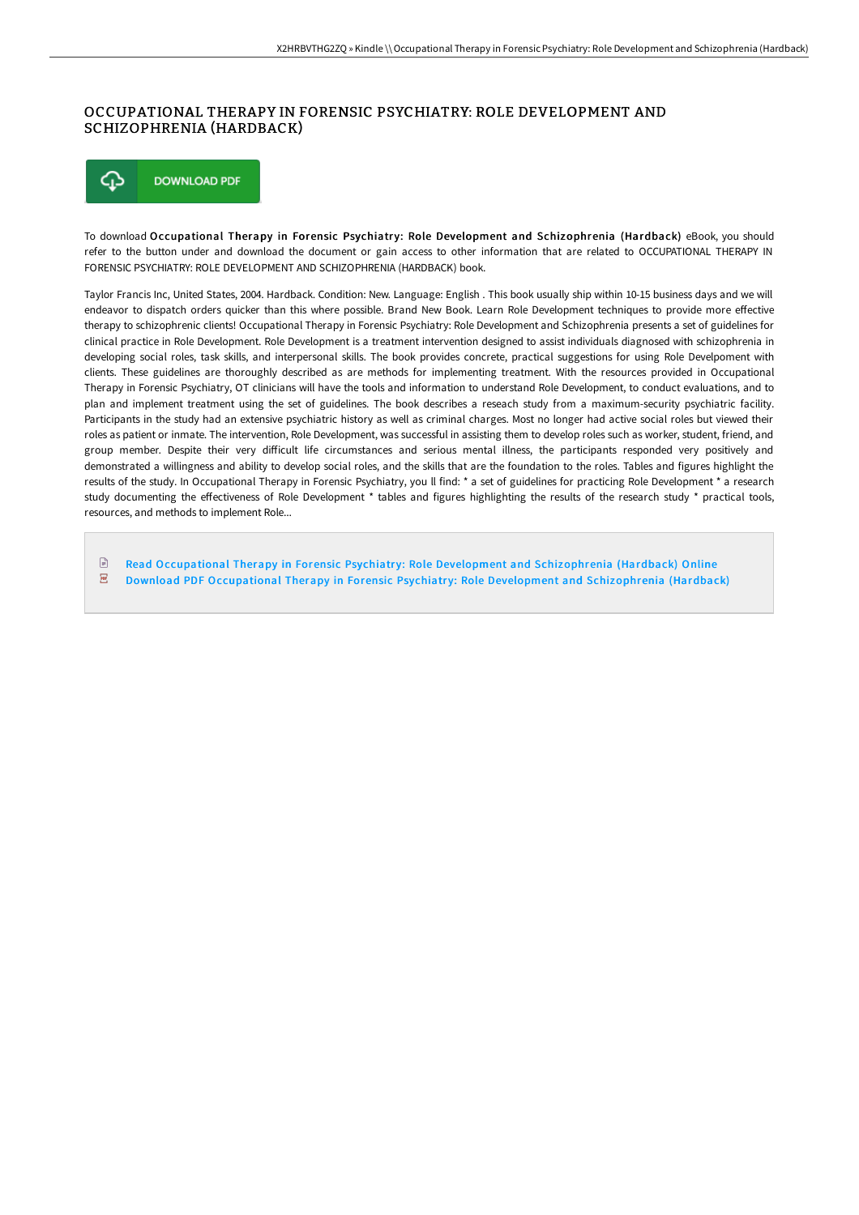# OCCUPATIONAL THERAPY IN FORENSIC PSYCHIATRY: ROLE DEVELOPMENT AND SCHIZOPHRENIA (HARDBACK)

DOWNLOAD PDF

To download **Occupational Therapy in Forensic Psychiatry: Role Development and Schizophrenia (Hardback)** eBook, you should refer to the button under and download the document or gain access to other information that are related to OCCUPATIONAL THERAPY IN FORENSIC PSYCHIATRY: ROLE DEVELOPMENT AND SCHIZOPHRENIA (HARDBACK) book.

Taylor Francis Inc, United States, 2004. Hardback. Condition: New. Language: English . This book usually ship within 10-15 business days and we will endeavor to dispatch orders quicker than this where possible. Brand New Book. Learn Role Development techniques to provide more effective therapy to schizophrenic clients! Occupational Therapy in Forensic Psychiatry: Role Development and Schizophrenia presents a set of guidelines for clinical practice in Role Development. Role Development is a treatment intervention designed to assist individuals diagnosed with schizophrenia in developing social roles, task skills, and interpersonal skills. The book provides concrete, practical suggestions for using Role Develpoment with clients. These guidelines are thoroughly described as are methods for implementing treatment. With the resources provided in Occupational Therapy in Forensic Psychiatry, OT clinicians will have the tools and information to understand Role Development, to conduct evaluations, and to plan and implement treatment using the set of guidelines. The book describes a reseach study from a maximum-security psychiatric facility. Participants in the study had an extensive psychiatric history as well as criminal charges. Most no longer had active social roles but viewed their roles as patient or inmate. The intervention, Role Development, was successful in assisting them to develop roles such as worker, student, friend, and group member. Despite their very difficult life circumstances and serious mental illness, the participants responded very positively and demonstrated a willingness and ability to develop social roles, and the skills that are the foundation to the roles. Tables and figures highlight the results of the study. In Occupational Therapy in Forensic Psychiatry, you ll find: * a set of guidelines for practicing Role Development * a research study documenting the effectiveness of Role Development * tables and figures highlighting the results of the research study * practical tools, resources, and methods to implement Role...

- Read Occupational Therapy in Forensic Psychiatry: Role Development and Schizophrenia (Hardback) Online
- Download PDF Occupational Therapy in Forensic Psychiatry: Role Development and Schizophrenia (Hardback)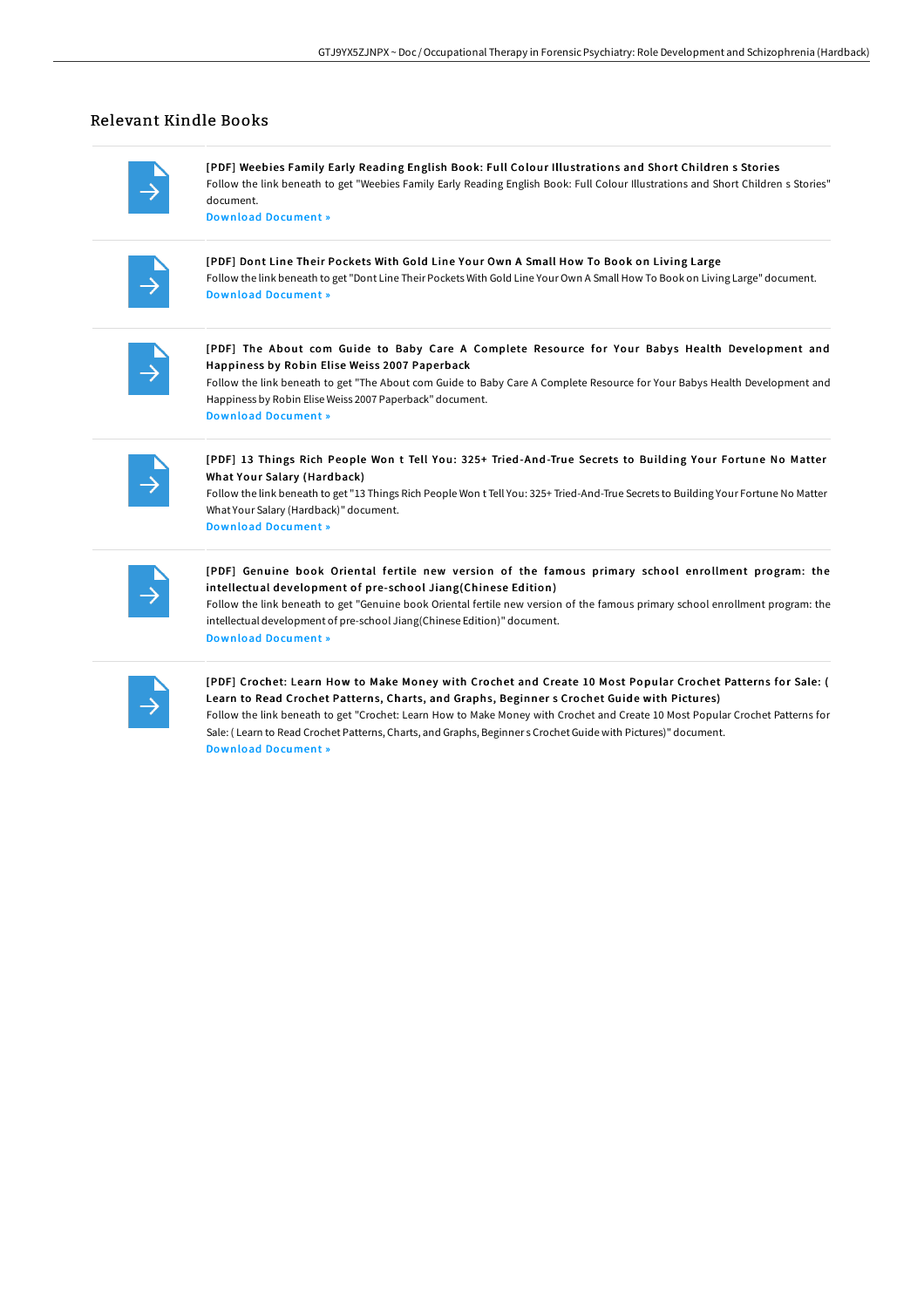## Relevant Kindle Books

**[PDF] Weebies Family Early Reading English Book: Full Colour Illustrations and Short Children s Stories**
Follow the link beneath to get "Weebies Family Early Reading English Book: Full Colour Illustrations and Short Children s Stories" document.
Download Document »

**[PDF] Dont Line Their Pockets With Gold Line Your Own A Small How To Book on Living Large**
Follow the link beneath to get "Dont Line Their Pockets With Gold Line Your Own A Small How To Book on Living Large" document.
Download Document »

**[PDF] The About com Guide to Baby Care A Complete Resource for Your Babys Health Development and Happiness by Robin Elise Weiss 2007 Paperback**
Follow the link beneath to get "The About com Guide to Baby Care A Complete Resource for Your Babys Health Development and Happiness by Robin Elise Weiss 2007 Paperback" document.
Download Document »

**[PDF] 13 Things Rich People Won t Tell You: 325+ Tried-And-True Secrets to Building Your Fortune No Matter What Your Salary (Hardback)**
Follow the link beneath to get "13 Things Rich People Won t Tell You: 325+ Tried-And-True Secrets to Building Your Fortune No Matter What Your Salary (Hardback)" document.
Download Document »

**[PDF] Genuine book Oriental fertile new version of the famous primary school enrollment program: the intellectual development of pre-school Jiang(Chinese Edition)**
Follow the link beneath to get "Genuine book Oriental fertile new version of the famous primary school enrollment program: the intellectual development of pre-school Jiang(Chinese Edition)" document.
Download Document »

**[PDF] Crochet: Learn How to Make Money with Crochet and Create 10 Most Popular Crochet Patterns for Sale: ( Learn to Read Crochet Patterns, Charts, and Graphs, Beginner s Crochet Guide with Pictures)**
Follow the link beneath to get "Crochet: Learn How to Make Money with Crochet and Create 10 Most Popular Crochet Patterns for Sale: ( Learn to Read Crochet Patterns, Charts, and Graphs, Beginner s Crochet Guide with Pictures)" document.
Download Document »